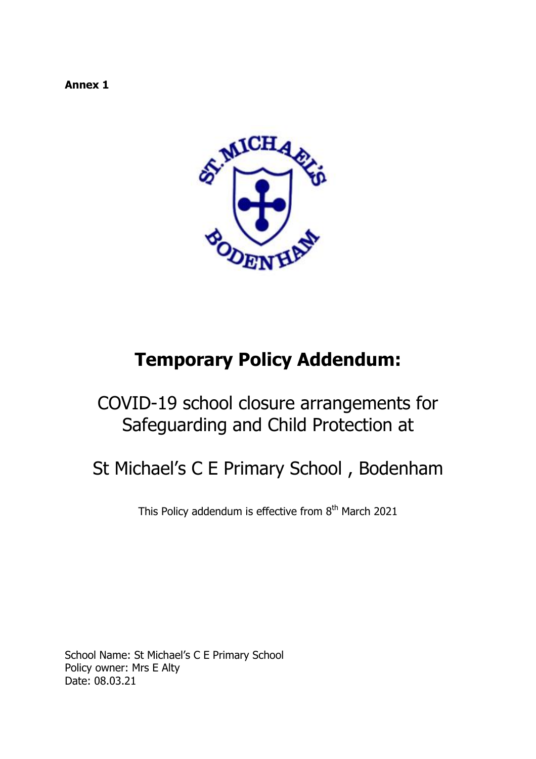**Annex 1**

# Temporary Policy Addendum:

## COVID-19 school closure arrangements for Safeguarding and Child Protection at

## St Michael's C E Primary School , Bodenham

This Policy addendum is effective from 8th March 2021

School Name: St Michael's C E Primary School
Policy owner: Mrs E Alty
Date: 08.03.21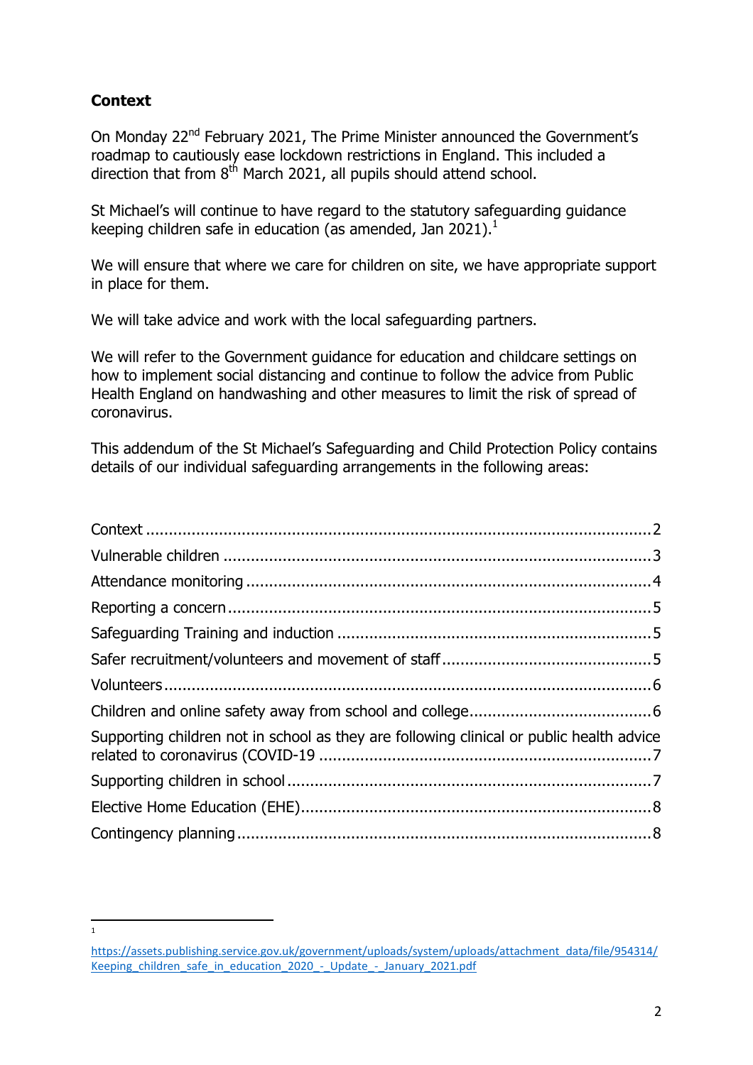## Context

On Monday 22nd February 2021, The Prime Minister announced the Government's roadmap to cautiously ease lockdown restrictions in England. This included a direction that from 8th March 2021, all pupils should attend school.

St Michael's will continue to have regard to the statutory safeguarding guidance keeping children safe in education (as amended, Jan 2021).[1]

We will ensure that where we care for children on site, we have appropriate support in place for them.

We will take advice and work with the local safeguarding partners.

We will refer to the Government guidance for education and childcare settings on how to implement social distancing and continue to follow the advice from Public Health England on handwashing and other measures to limit the risk of spread of coronavirus.

This addendum of the St Michael's Safeguarding and Child Protection Policy contains details of our individual safeguarding arrangements in the following areas:

- Context ..... 2
- Vulnerable children ..... 3
- Attendance monitoring ..... 4
- Reporting a concern ..... 5
- Safeguarding Training and induction ..... 5
- Safer recruitment/volunteers and movement of staff ..... 5
- Volunteers ..... 6
- Children and online safety away from school and college ..... 6
- Supporting children not in school as they are following clinical or public health advice related to coronavirus (COVID-19 ..... 7
- Supporting children in school ..... 7
- Elective Home Education (EHE) ..... 8
- Contingency planning ..... 8

---

[1] https://assets.publishing.service.gov.uk/government/uploads/system/uploads/attachment_data/file/954314/Keeping_children_safe_in_education_2020_-_Update_-_January_2021.pdf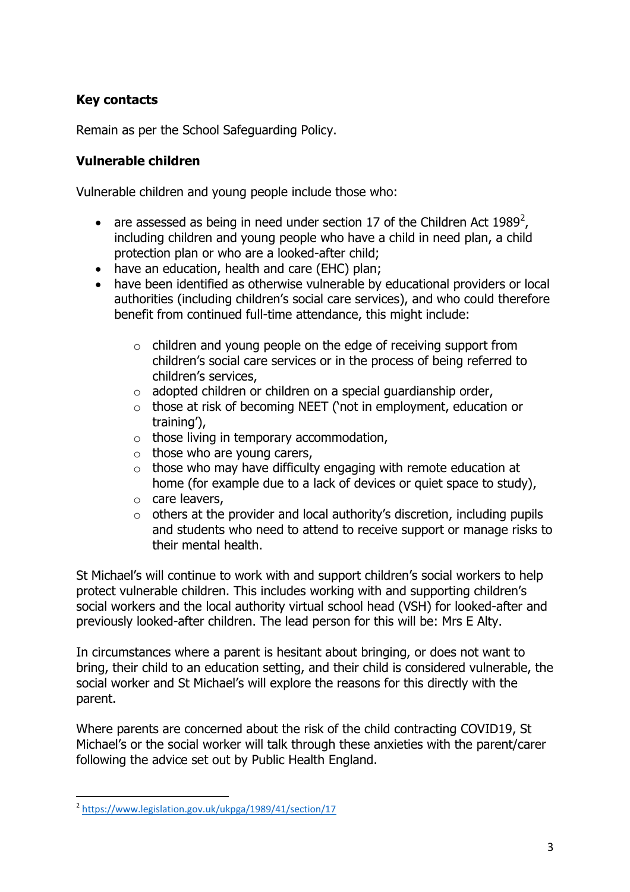## Key contacts

Remain as per the School Safeguarding Policy.

## Vulnerable children

Vulnerable children and young people include those who:

- are assessed as being in need under section 17 of the Children Act 1989[2], including children and young people who have a child in need plan, a child protection plan or who are a looked-after child;
- have an education, health and care (EHC) plan;
- have been identified as otherwise vulnerable by educational providers or local authorities (including children's social care services), and who could therefore benefit from continued full-time attendance, this might include:
  - children and young people on the edge of receiving support from children's social care services or in the process of being referred to children's services,
  - adopted children or children on a special guardianship order,
  - those at risk of becoming NEET ('not in employment, education or training'),
  - those living in temporary accommodation,
  - those who are young carers,
  - those who may have difficulty engaging with remote education at home (for example due to a lack of devices or quiet space to study),
  - care leavers,
  - others at the provider and local authority's discretion, including pupils and students who need to attend to receive support or manage risks to their mental health.

St Michael's will continue to work with and support children's social workers to help protect vulnerable children. This includes working with and supporting children's social workers and the local authority virtual school head (VSH) for looked-after and previously looked-after children. The lead person for this will be: Mrs E Alty.

In circumstances where a parent is hesitant about bringing, or does not want to bring, their child to an education setting, and their child is considered vulnerable, the social worker and St Michael's will explore the reasons for this directly with the parent.

Where parents are concerned about the risk of the child contracting COVID19, St Michael's or the social worker will talk through these anxieties with the parent/carer following the advice set out by Public Health England.

[2] https://www.legislation.gov.uk/ukpga/1989/41/section/17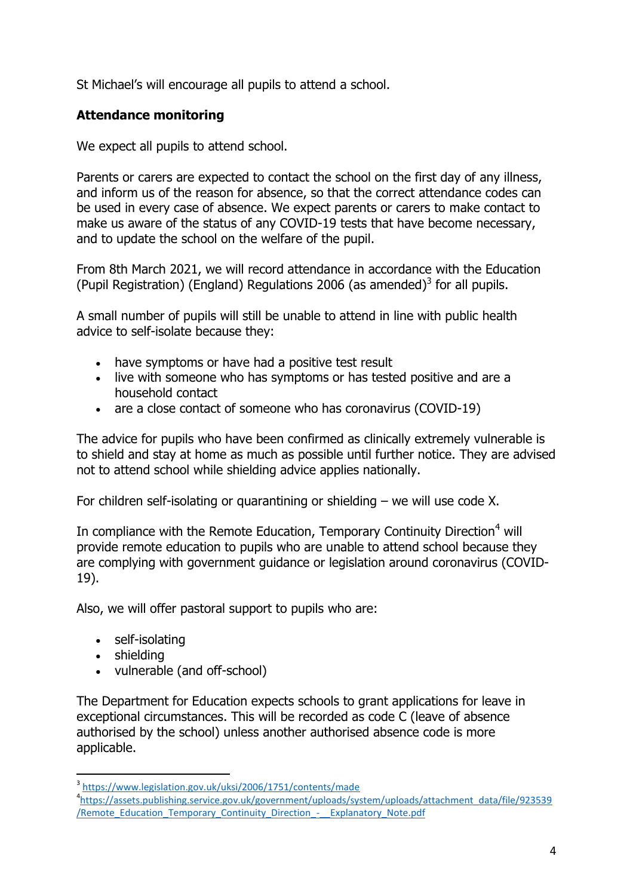St Michael's will encourage all pupils to attend a school.

**Attendance monitoring**

We expect all pupils to attend school.

Parents or carers are expected to contact the school on the first day of any illness, and inform us of the reason for absence, so that the correct attendance codes can be used in every case of absence. We expect parents or carers to make contact to make us aware of the status of any COVID-19 tests that have become necessary, and to update the school on the welfare of the pupil.

From 8th March 2021, we will record attendance in accordance with the Education (Pupil Registration) (England) Regulations 2006 (as amended)[3] for all pupils.

A small number of pupils will still be unable to attend in line with public health advice to self-isolate because they:

- have symptoms or have had a positive test result
- live with someone who has symptoms or has tested positive and are a household contact
- are a close contact of someone who has coronavirus (COVID-19)

The advice for pupils who have been confirmed as clinically extremely vulnerable is to shield and stay at home as much as possible until further notice. They are advised not to attend school while shielding advice applies nationally.

For children self-isolating or quarantining or shielding – we will use code X.

In compliance with the Remote Education, Temporary Continuity Direction[4] will provide remote education to pupils who are unable to attend school because they are complying with government guidance or legislation around coronavirus (COVID-19).

Also, we will offer pastoral support to pupils who are:

- self-isolating
- shielding
- vulnerable (and off-school)

The Department for Education expects schools to grant applications for leave in exceptional circumstances. This will be recorded as code C (leave of absence authorised by the school) unless another authorised absence code is more applicable.

---

[3] https://www.legislation.gov.uk/uksi/2006/1751/contents/made

[4] https://assets.publishing.service.gov.uk/government/uploads/system/uploads/attachment_data/file/923539/Remote_Education_Temporary_Continuity_Direction_-__Explanatory_Note.pdf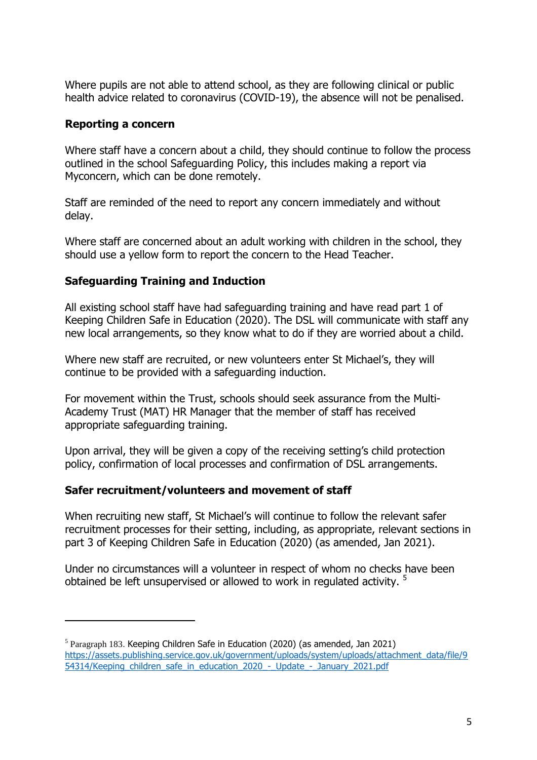Where pupils are not able to attend school, as they are following clinical or public health advice related to coronavirus (COVID-19), the absence will not be penalised.

**Reporting a concern**

Where staff have a concern about a child, they should continue to follow the process outlined in the school Safeguarding Policy, this includes making a report via Myconcern, which can be done remotely.

Staff are reminded of the need to report any concern immediately and without delay.

Where staff are concerned about an adult working with children in the school, they should use a yellow form to report the concern to the Head Teacher.

**Safeguarding Training and Induction**

All existing school staff have had safeguarding training and have read part 1 of Keeping Children Safe in Education (2020). The DSL will communicate with staff any new local arrangements, so they know what to do if they are worried about a child.

Where new staff are recruited, or new volunteers enter St Michael's, they will continue to be provided with a safeguarding induction.

For movement within the Trust, schools should seek assurance from the Multi-Academy Trust (MAT) HR Manager that the member of staff has received appropriate safeguarding training.

Upon arrival, they will be given a copy of the receiving setting's child protection policy, confirmation of local processes and confirmation of DSL arrangements.

**Safer recruitment/volunteers and movement of staff**

When recruiting new staff, St Michael's will continue to follow the relevant safer recruitment processes for their setting, including, as appropriate, relevant sections in part 3 of Keeping Children Safe in Education (2020) (as amended, Jan 2021).

Under no circumstances will a volunteer in respect of whom no checks have been obtained be left unsupervised or allowed to work in regulated activity. [5]

---

[5] Paragraph 183. Keeping Children Safe in Education (2020) (as amended, Jan 2021) https://assets.publishing.service.gov.uk/government/uploads/system/uploads/attachment_data/file/954314/Keeping_children_safe_in_education_2020_-_Update_-_January_2021.pdf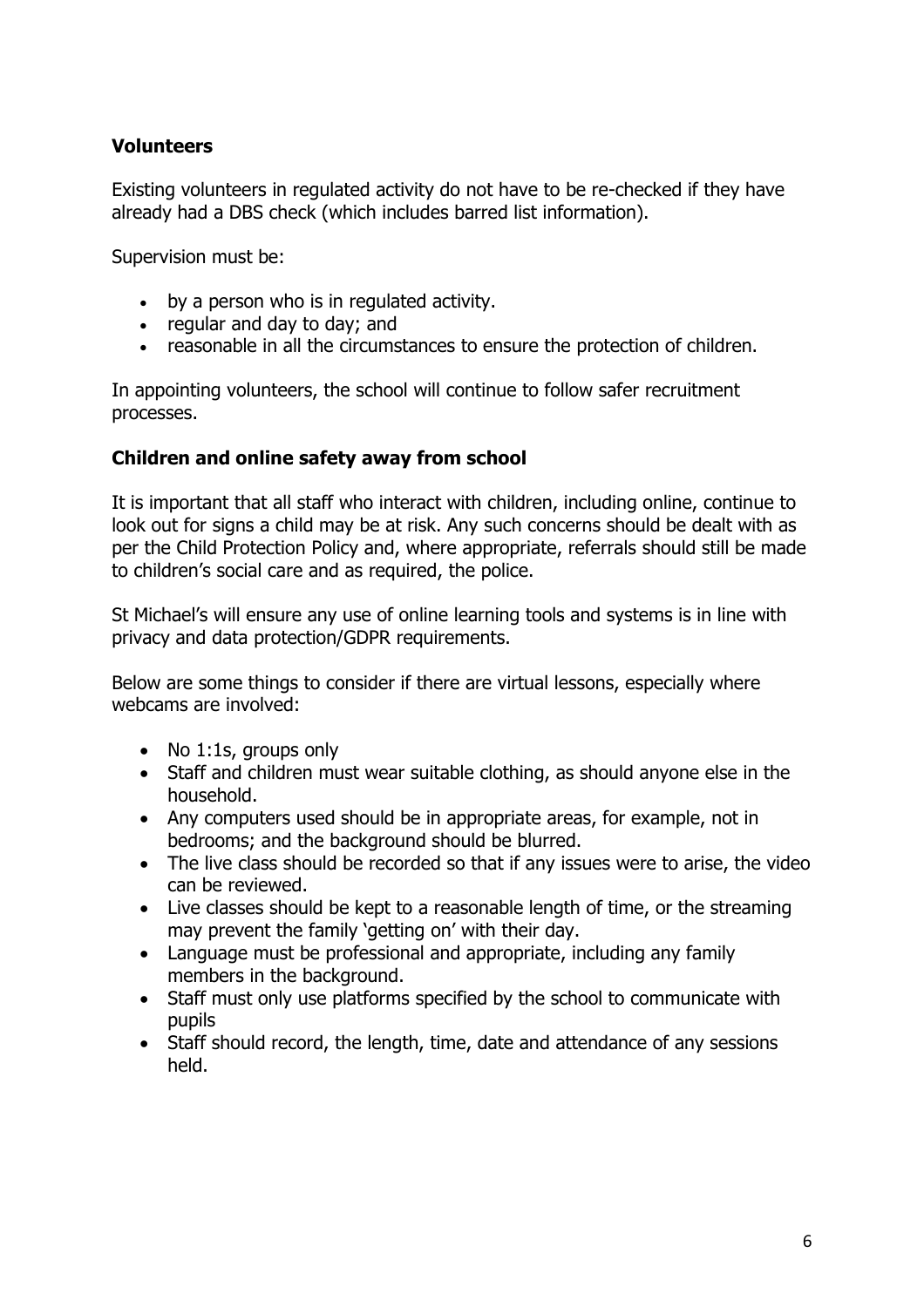**Volunteers**

Existing volunteers in regulated activity do not have to be re-checked if they have already had a DBS check (which includes barred list information).

Supervision must be:

- by a person who is in regulated activity.
- regular and day to day; and
- reasonable in all the circumstances to ensure the protection of children.

In appointing volunteers, the school will continue to follow safer recruitment processes.

**Children and online safety away from school**

It is important that all staff who interact with children, including online, continue to look out for signs a child may be at risk. Any such concerns should be dealt with as per the Child Protection Policy and, where appropriate, referrals should still be made to children's social care and as required, the police.

St Michael's will ensure any use of online learning tools and systems is in line with privacy and data protection/GDPR requirements.

Below are some things to consider if there are virtual lessons, especially where webcams are involved:

- No 1:1s, groups only
- Staff and children must wear suitable clothing, as should anyone else in the household.
- Any computers used should be in appropriate areas, for example, not in bedrooms; and the background should be blurred.
- The live class should be recorded so that if any issues were to arise, the video can be reviewed.
- Live classes should be kept to a reasonable length of time, or the streaming may prevent the family 'getting on' with their day.
- Language must be professional and appropriate, including any family members in the background.
- Staff must only use platforms specified by the school to communicate with pupils
- Staff should record, the length, time, date and attendance of any sessions held.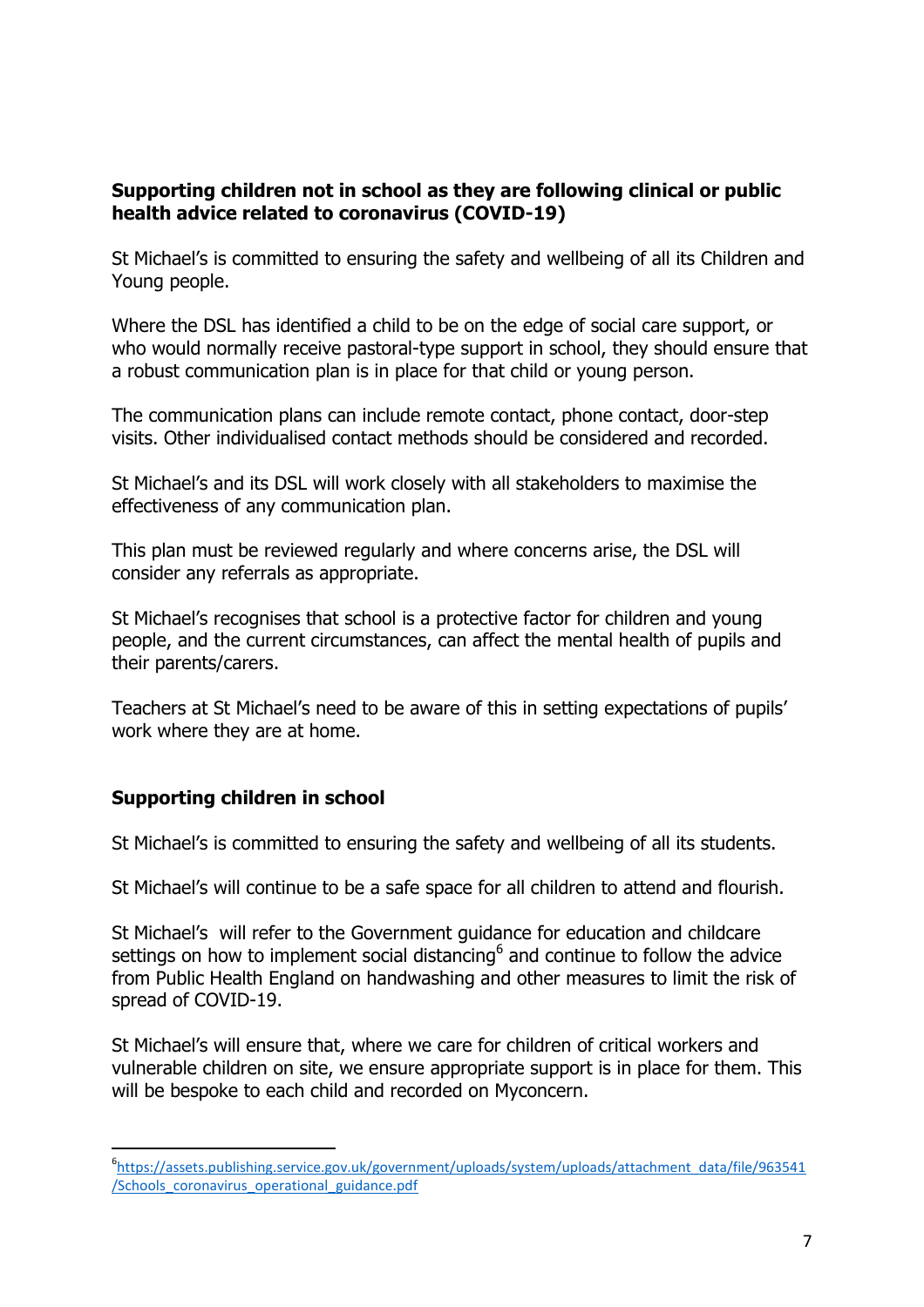**Supporting children not in school as they are following clinical or public health advice related to coronavirus (COVID-19)**

St Michael's is committed to ensuring the safety and wellbeing of all its Children and Young people.

Where the DSL has identified a child to be on the edge of social care support, or who would normally receive pastoral-type support in school, they should ensure that a robust communication plan is in place for that child or young person.

The communication plans can include remote contact, phone contact, door-step visits. Other individualised contact methods should be considered and recorded.

St Michael's and its DSL will work closely with all stakeholders to maximise the effectiveness of any communication plan.

This plan must be reviewed regularly and where concerns arise, the DSL will consider any referrals as appropriate.

St Michael's recognises that school is a protective factor for children and young people, and the current circumstances, can affect the mental health of pupils and their parents/carers.

Teachers at St Michael's need to be aware of this in setting expectations of pupils' work where they are at home.

**Supporting children in school**

St Michael's is committed to ensuring the safety and wellbeing of all its students.

St Michael's will continue to be a safe space for all children to attend and flourish.

St Michael's will refer to the Government guidance for education and childcare settings on how to implement social distancing[6] and continue to follow the advice from Public Health England on handwashing and other measures to limit the risk of spread of COVID-19.

St Michael's will ensure that, where we care for children of critical workers and vulnerable children on site, we ensure appropriate support is in place for them. This will be bespoke to each child and recorded on Myconcern.

---

[6] https://assets.publishing.service.gov.uk/government/uploads/system/uploads/attachment_data/file/963541/Schools_coronavirus_operational_guidance.pdf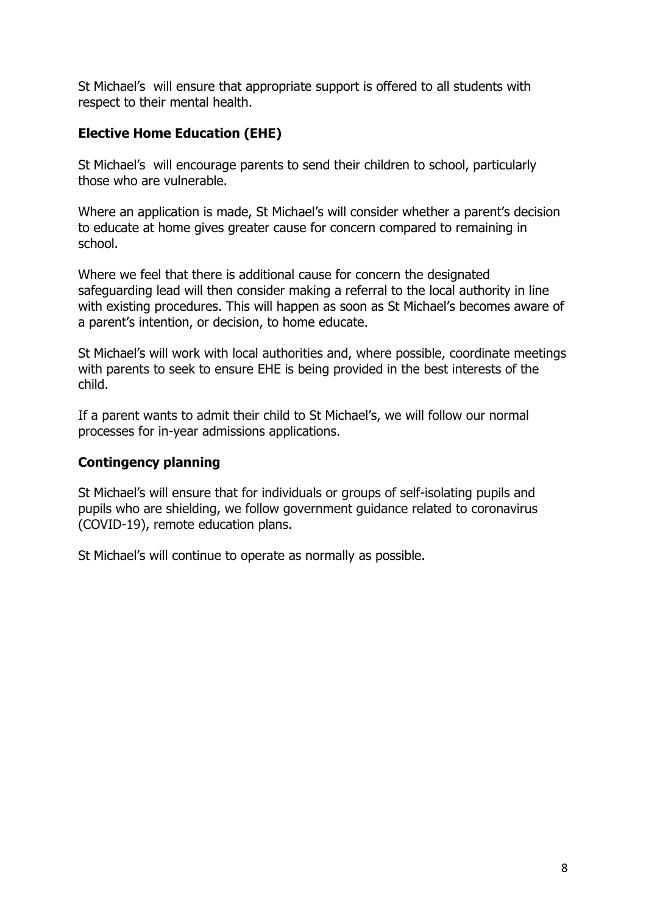St Michael's will ensure that appropriate support is offered to all students with respect to their mental health.

**Elective Home Education (EHE)**

St Michael's will encourage parents to send their children to school, particularly those who are vulnerable.

Where an application is made, St Michael's will consider whether a parent's decision to educate at home gives greater cause for concern compared to remaining in school.

Where we feel that there is additional cause for concern the designated safeguarding lead will then consider making a referral to the local authority in line with existing procedures. This will happen as soon as St Michael's becomes aware of a parent's intention, or decision, to home educate.

St Michael's will work with local authorities and, where possible, coordinate meetings with parents to seek to ensure EHE is being provided in the best interests of the child.

If a parent wants to admit their child to St Michael's, we will follow our normal processes for in-year admissions applications.

**Contingency planning**

St Michael's will ensure that for individuals or groups of self-isolating pupils and pupils who are shielding, we follow government guidance related to coronavirus (COVID-19), remote education plans.

St Michael's will continue to operate as normally as possible.